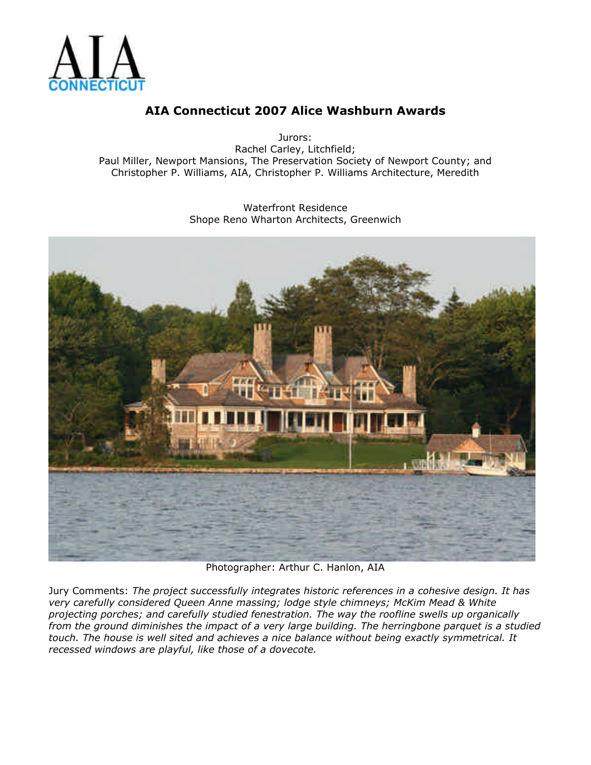AIA CONNECTICUT

# AIA Connecticut 2007 Alice Washburn Awards

Jurors:
Rachel Carley, Litchfield;
Paul Miller, Newport Mansions, The Preservation Society of Newport County; and
Christopher P. Williams, AIA, Christopher P. Williams Architecture, Meredith

Waterfront Residence
Shope Reno Wharton Architects, Greenwich

Photographer: Arthur C. Hanlon, AIA

Jury Comments: *The project successfully integrates historic references in a cohesive design. It has very carefully considered Queen Anne massing; lodge style chimneys; McKim Mead & White projecting porches; and carefully studied fenestration. The way the roofline swells up organically from the ground diminishes the impact of a very large building. The herringbone parquet is a studied touch. The house is well sited and achieves a nice balance without being exactly symmetrical. It recessed windows are playful, like those of a dovecote.*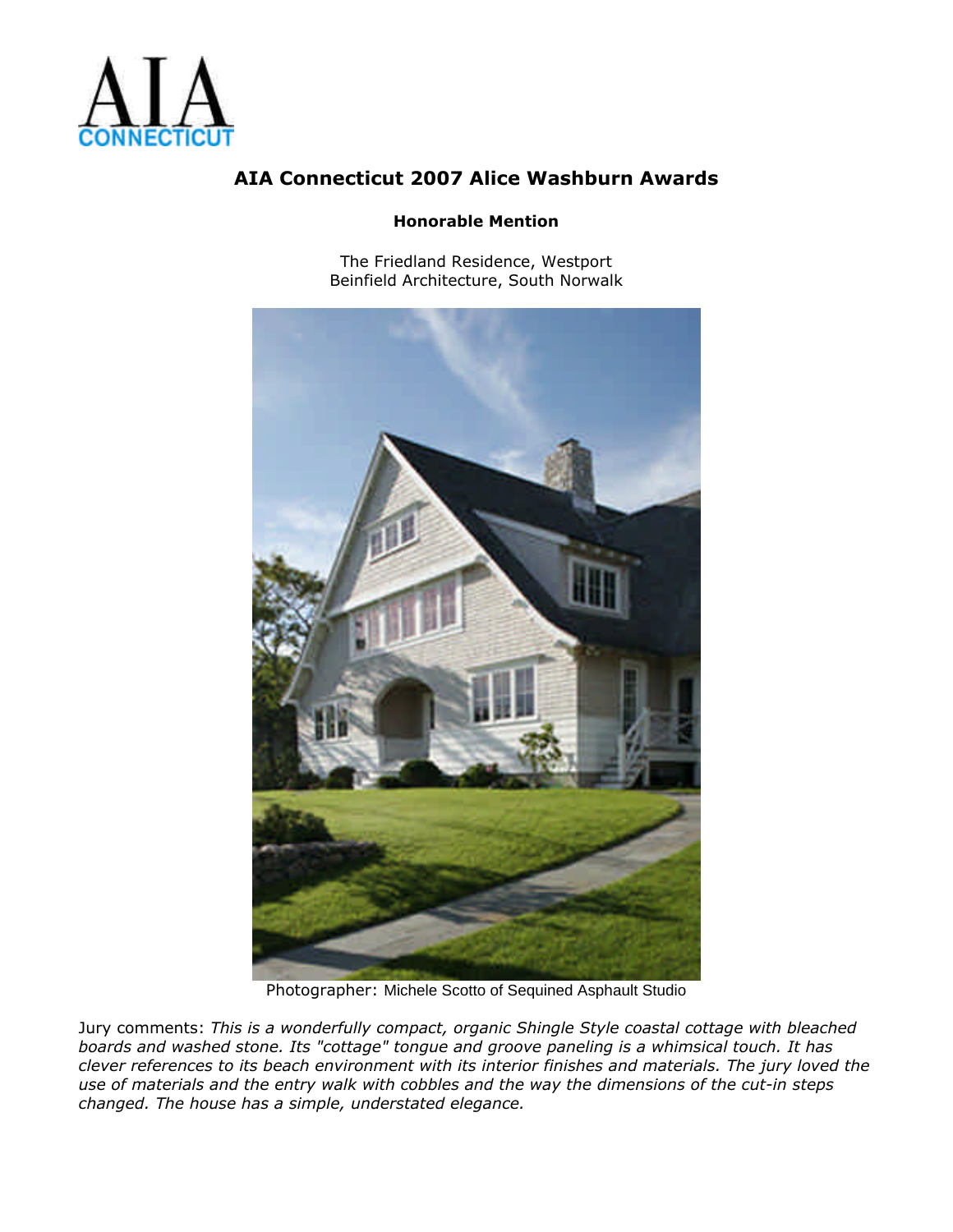# AIA Connecticut 2007 Alice Washburn Awards

**Honorable Mention**

The Friedland Residence, Westport
Beinfield Architecture, South Norwalk

Photographer: Michele Scotto of Sequined Asphault Studio

Jury comments: *This is a wonderfully compact, organic Shingle Style coastal cottage with bleached boards and washed stone. Its "cottage" tongue and groove paneling is a whimsical touch. It has clever references to its beach environment with its interior finishes and materials. The jury loved the use of materials and the entry walk with cobbles and the way the dimensions of the cut-in steps changed. The house has a simple, understated elegance.*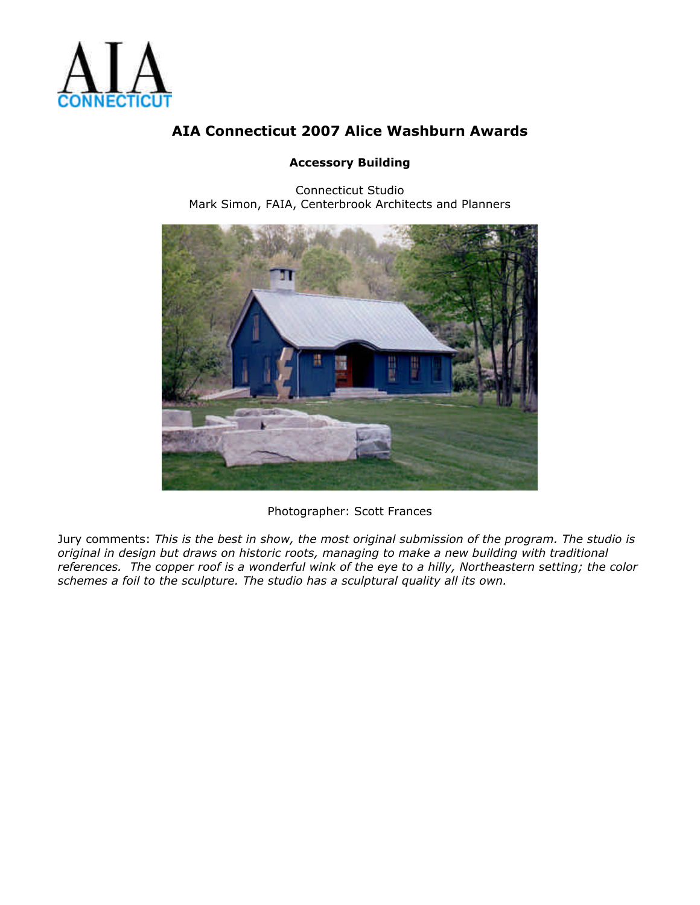AIA CONNECTICUT

# AIA Connecticut 2007 Alice Washburn Awards

## Accessory Building

Connecticut Studio
Mark Simon, FAIA, Centerbrook Architects and Planners

Photographer: Scott Frances

Jury comments: *This is the best in show, the most original submission of the program. The studio is original in design but draws on historic roots, managing to make a new building with traditional references. The copper roof is a wonderful wink of the eye to a hilly, Northeastern setting; the color schemes a foil to the sculpture. The studio has a sculptural quality all its own.*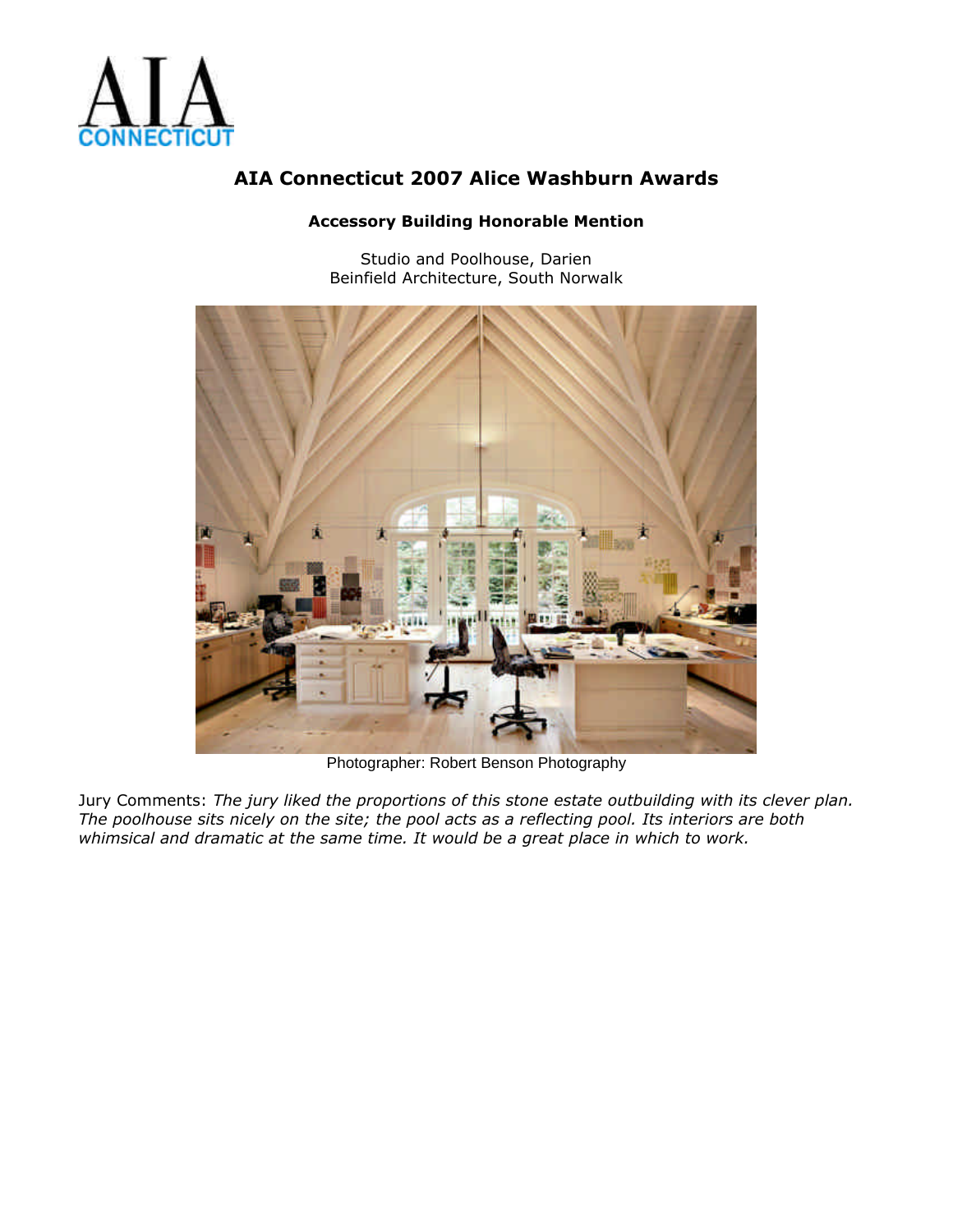# AIA Connecticut 2007 Alice Washburn Awards

### Accessory Building Honorable Mention

Studio and Poolhouse, Darien
Beinfield Architecture, South Norwalk

Photographer: Robert Benson Photography

Jury Comments: *The jury liked the proportions of this stone estate outbuilding with its clever plan. The poolhouse sits nicely on the site; the pool acts as a reflecting pool. Its interiors are both whimsical and dramatic at the same time. It would be a great place in which to work.*